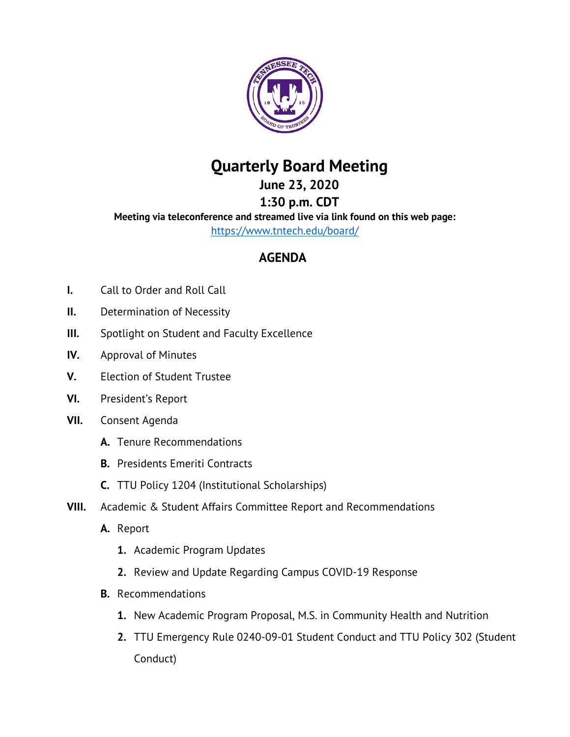# Quarterly Board Meeting

## June 23, 2020

## 1:30 p.m. CDT

**Meeting via teleconference and streamed live via link found on this web page:**

https://www.tntech.edu/board/

## AGENDA

**I.** Call to Order and Roll Call

**II.** Determination of Necessity

**III.** Spotlight on Student and Faculty Excellence

**IV.** Approval of Minutes

**V.** Election of Student Trustee

**VI.** President's Report

**VII.** Consent Agenda

- **A.** Tenure Recommendations
- **B.** Presidents Emeriti Contracts
- **C.** TTU Policy 1204 (Institutional Scholarships)

**VIII.** Academic & Student Affairs Committee Report and Recommendations

- **A.** Report
  1. Academic Program Updates
  2. Review and Update Regarding Campus COVID-19 Response
- **B.** Recommendations
  1. New Academic Program Proposal, M.S. in Community Health and Nutrition
  2. TTU Emergency Rule 0240-09-01 Student Conduct and TTU Policy 302 (Student Conduct)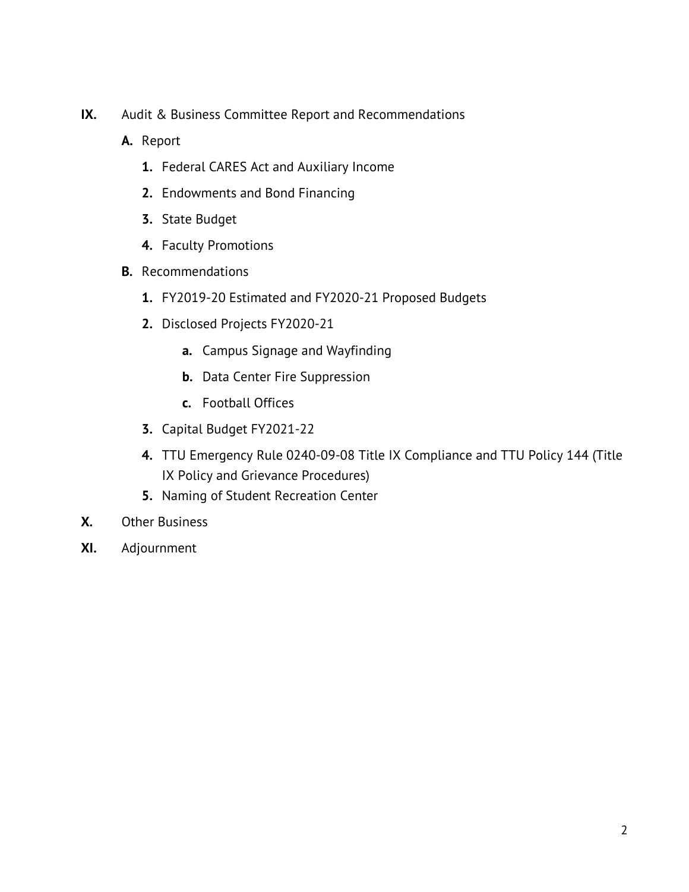**IX.** Audit & Business Committee Report and Recommendations

- **A.** Report
  - **1.** Federal CARES Act and Auxiliary Income
  - **2.** Endowments and Bond Financing
  - **3.** State Budget
  - **4.** Faculty Promotions
- **B.** Recommendations
  - **1.** FY2019-20 Estimated and FY2020-21 Proposed Budgets
  - **2.** Disclosed Projects FY2020-21
    - **a.** Campus Signage and Wayfinding
    - **b.** Data Center Fire Suppression
    - **c.** Football Offices
  - **3.** Capital Budget FY2021-22
  - **4.** TTU Emergency Rule 0240-09-08 Title IX Compliance and TTU Policy 144 (Title IX Policy and Grievance Procedures)
  - **5.** Naming of Student Recreation Center

**X.** Other Business

**XI.** Adjournment